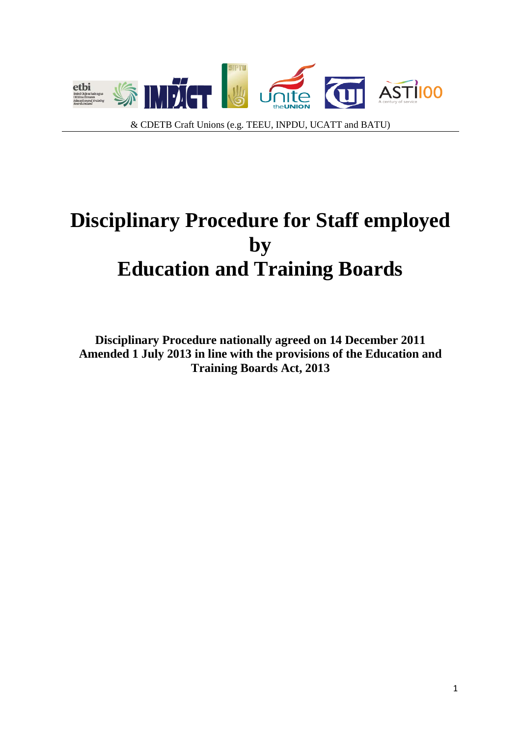& CDETB Craft Unions (e.g. TEEU, INPDU, UCATT and BATU)

# Disciplinary Procedure for Staff employed by Education and Training Boards

**Disciplinary Procedure nationally agreed on 14 December 2011**
**Amended 1 July 2013 in line with the provisions of the Education and Training Boards Act, 2013**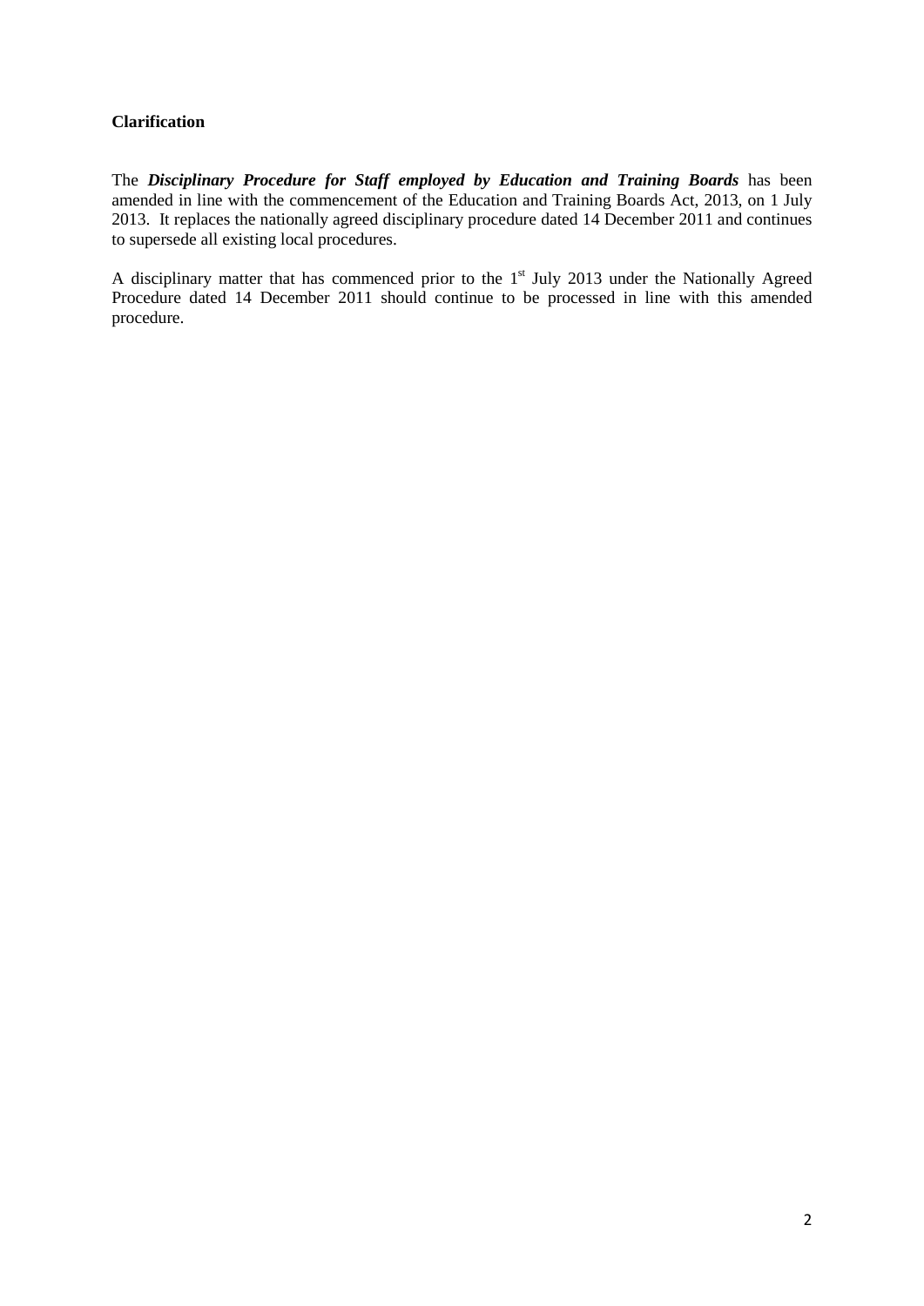**Clarification**

The ***Disciplinary Procedure for Staff employed by Education and Training Boards*** has been amended in line with the commencement of the Education and Training Boards Act, 2013, on 1 July 2013. It replaces the nationally agreed disciplinary procedure dated 14 December 2011 and continues to supersede all existing local procedures.

A disciplinary matter that has commenced prior to the 1st July 2013 under the Nationally Agreed Procedure dated 14 December 2011 should continue to be processed in line with this amended procedure.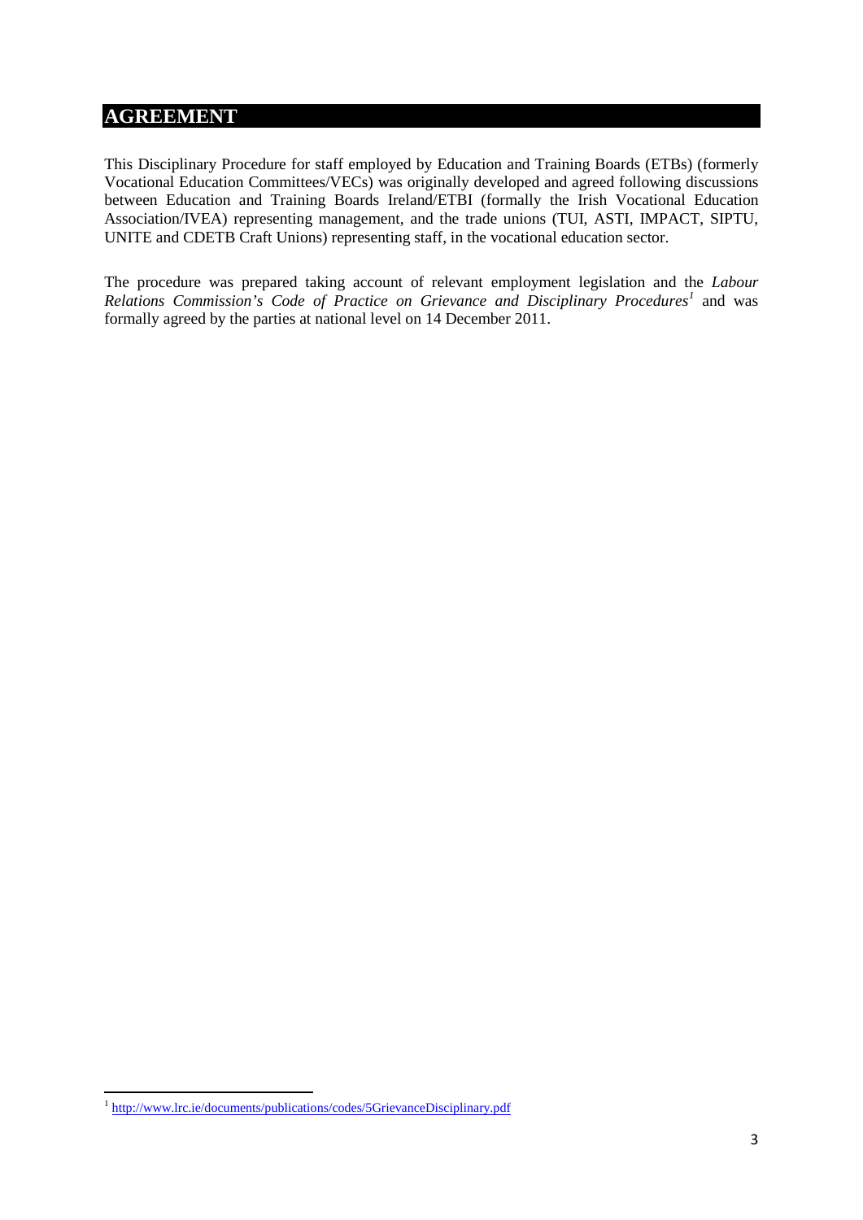# AGREEMENT

This Disciplinary Procedure for staff employed by Education and Training Boards (ETBs) (formerly Vocational Education Committees/VECs) was originally developed and agreed following discussions between Education and Training Boards Ireland/ETBI (formally the Irish Vocational Education Association/IVEA) representing management, and the trade unions (TUI, ASTI, IMPACT, SIPTU, UNITE and CDETB Craft Unions) representing staff, in the vocational education sector.

The procedure was prepared taking account of relevant employment legislation and the *Labour Relations Commission's Code of Practice on Grievance and Disciplinary Procedures*[1] and was formally agreed by the parties at national level on 14 December 2011.

[1] http://www.lrc.ie/documents/publications/codes/5GrievanceDisciplinary.pdf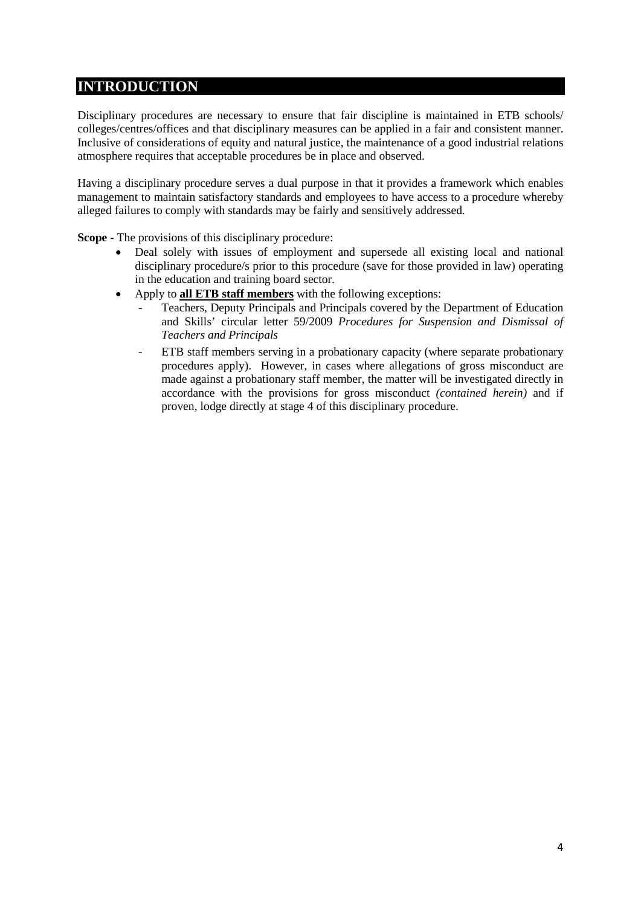# INTRODUCTION

Disciplinary procedures are necessary to ensure that fair discipline is maintained in ETB schools/ colleges/centres/offices and that disciplinary measures can be applied in a fair and consistent manner. Inclusive of considerations of equity and natural justice, the maintenance of a good industrial relations atmosphere requires that acceptable procedures be in place and observed.

Having a disciplinary procedure serves a dual purpose in that it provides a framework which enables management to maintain satisfactory standards and employees to have access to a procedure whereby alleged failures to comply with standards may be fairly and sensitively addressed.

**Scope -** The provisions of this disciplinary procedure:

- Deal solely with issues of employment and supersede all existing local and national disciplinary procedure/s prior to this procedure (save for those provided in law) operating in the education and training board sector.
- Apply to **<u>all ETB staff members</u>** with the following exceptions:
    - Teachers, Deputy Principals and Principals covered by the Department of Education and Skills' circular letter 59/2009 *Procedures for Suspension and Dismissal of Teachers and Principals*
    - ETB staff members serving in a probationary capacity (where separate probationary procedures apply). However, in cases where allegations of gross misconduct are made against a probationary staff member, the matter will be investigated directly in accordance with the provisions for gross misconduct *(contained herein)* and if proven, lodge directly at stage 4 of this disciplinary procedure.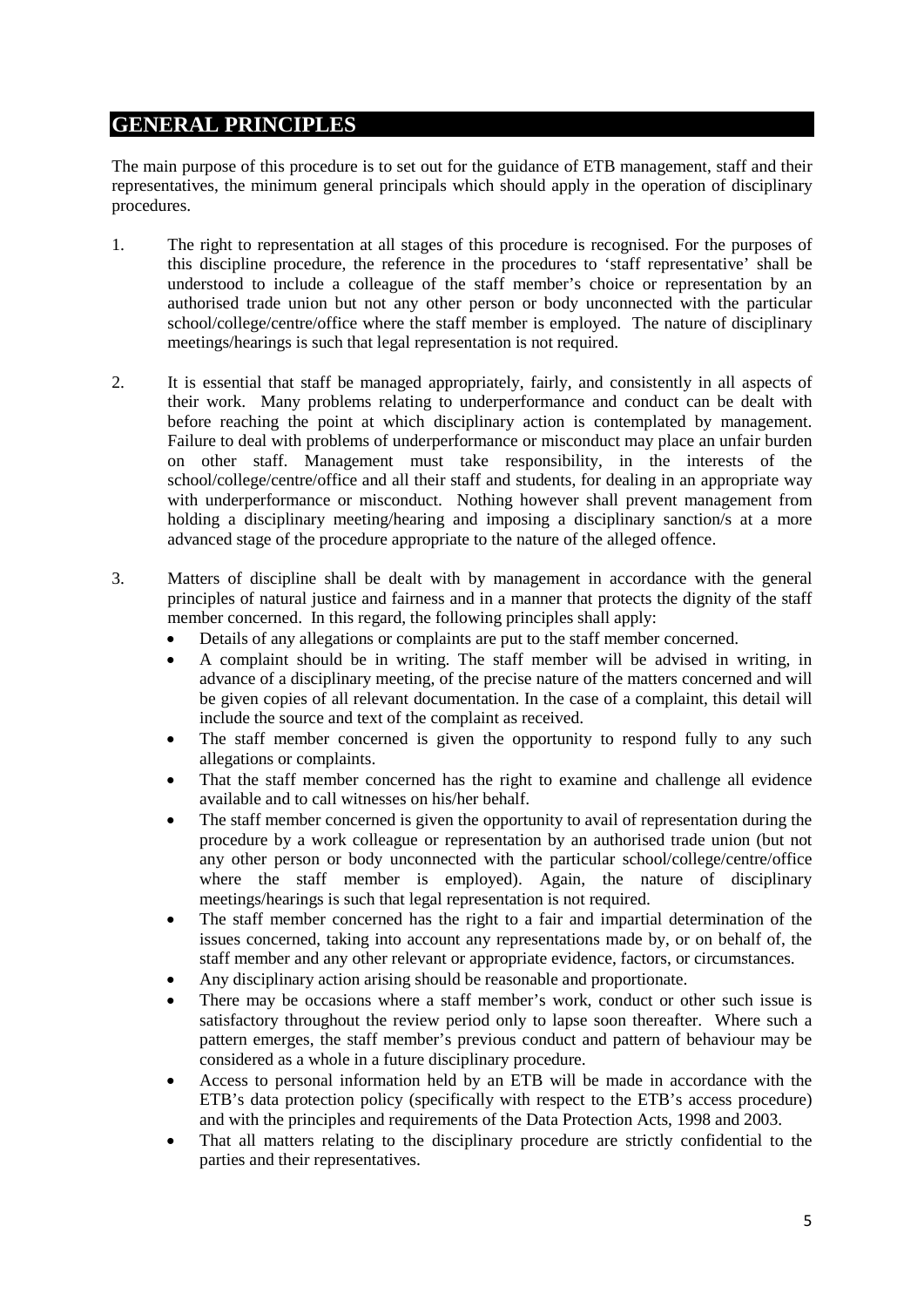# GENERAL PRINCIPLES

The main purpose of this procedure is to set out for the guidance of ETB management, staff and their representatives, the minimum general principals which should apply in the operation of disciplinary procedures.

1. The right to representation at all stages of this procedure is recognised. For the purposes of this discipline procedure, the reference in the procedures to 'staff representative' shall be understood to include a colleague of the staff member's choice or representation by an authorised trade union but not any other person or body unconnected with the particular school/college/centre/office where the staff member is employed. The nature of disciplinary meetings/hearings is such that legal representation is not required.

2. It is essential that staff be managed appropriately, fairly, and consistently in all aspects of their work. Many problems relating to underperformance and conduct can be dealt with before reaching the point at which disciplinary action is contemplated by management. Failure to deal with problems of underperformance or misconduct may place an unfair burden on other staff. Management must take responsibility, in the interests of the school/college/centre/office and all their staff and students, for dealing in an appropriate way with underperformance or misconduct. Nothing however shall prevent management from holding a disciplinary meeting/hearing and imposing a disciplinary sanction/s at a more advanced stage of the procedure appropriate to the nature of the alleged offence.

3. Matters of discipline shall be dealt with by management in accordance with the general principles of natural justice and fairness and in a manner that protects the dignity of the staff member concerned. In this regard, the following principles shall apply:
   - Details of any allegations or complaints are put to the staff member concerned.
   - A complaint should be in writing. The staff member will be advised in writing, in advance of a disciplinary meeting, of the precise nature of the matters concerned and will be given copies of all relevant documentation. In the case of a complaint, this detail will include the source and text of the complaint as received.
   - The staff member concerned is given the opportunity to respond fully to any such allegations or complaints.
   - That the staff member concerned has the right to examine and challenge all evidence available and to call witnesses on his/her behalf.
   - The staff member concerned is given the opportunity to avail of representation during the procedure by a work colleague or representation by an authorised trade union (but not any other person or body unconnected with the particular school/college/centre/office where the staff member is employed). Again, the nature of disciplinary meetings/hearings is such that legal representation is not required.
   - The staff member concerned has the right to a fair and impartial determination of the issues concerned, taking into account any representations made by, or on behalf of, the staff member and any other relevant or appropriate evidence, factors, or circumstances.
   - Any disciplinary action arising should be reasonable and proportionate.
   - There may be occasions where a staff member's work, conduct or other such issue is satisfactory throughout the review period only to lapse soon thereafter. Where such a pattern emerges, the staff member's previous conduct and pattern of behaviour may be considered as a whole in a future disciplinary procedure.
   - Access to personal information held by an ETB will be made in accordance with the ETB's data protection policy (specifically with respect to the ETB's access procedure) and with the principles and requirements of the Data Protection Acts, 1998 and 2003.
   - That all matters relating to the disciplinary procedure are strictly confidential to the parties and their representatives.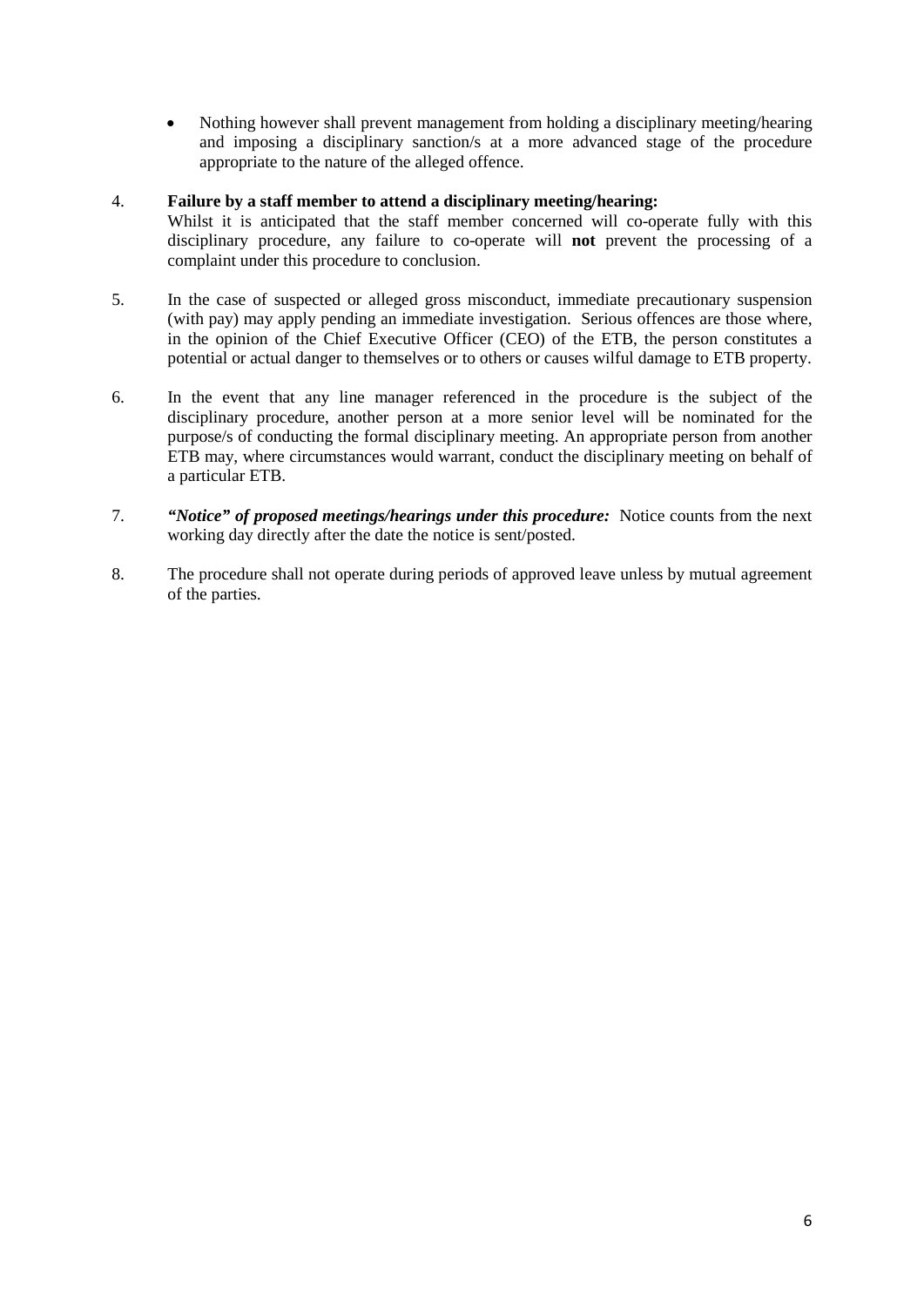- Nothing however shall prevent management from holding a disciplinary meeting/hearing and imposing a disciplinary sanction/s at a more advanced stage of the procedure appropriate to the nature of the alleged offence.

4. **Failure by a staff member to attend a disciplinary meeting/hearing:**
   Whilst it is anticipated that the staff member concerned will co-operate fully with this disciplinary procedure, any failure to co-operate will **not** prevent the processing of a complaint under this procedure to conclusion.

5. In the case of suspected or alleged gross misconduct, immediate precautionary suspension (with pay) may apply pending an immediate investigation. Serious offences are those where, in the opinion of the Chief Executive Officer (CEO) of the ETB, the person constitutes a potential or actual danger to themselves or to others or causes wilful damage to ETB property.

6. In the event that any line manager referenced in the procedure is the subject of the disciplinary procedure, another person at a more senior level will be nominated for the purpose/s of conducting the formal disciplinary meeting. An appropriate person from another ETB may, where circumstances would warrant, conduct the disciplinary meeting on behalf of a particular ETB.

7. ***"Notice" of proposed meetings/hearings under this procedure:*** Notice counts from the next working day directly after the date the notice is sent/posted.

8. The procedure shall not operate during periods of approved leave unless by mutual agreement of the parties.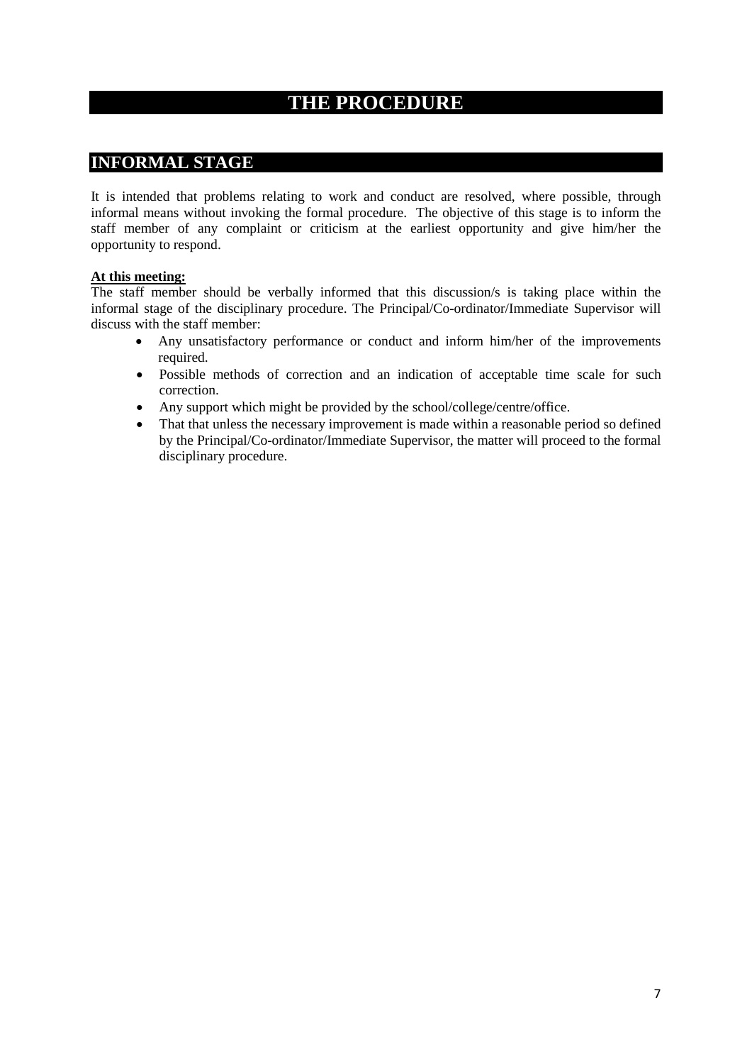# THE PROCEDURE

## INFORMAL STAGE

It is intended that problems relating to work and conduct are resolved, where possible, through informal means without invoking the formal procedure. The objective of this stage is to inform the staff member of any complaint or criticism at the earliest opportunity and give him/her the opportunity to respond.

**At this meeting:**

The staff member should be verbally informed that this discussion/s is taking place within the informal stage of the disciplinary procedure. The Principal/Co-ordinator/Immediate Supervisor will discuss with the staff member:

- Any unsatisfactory performance or conduct and inform him/her of the improvements required.
- Possible methods of correction and an indication of acceptable time scale for such correction.
- Any support which might be provided by the school/college/centre/office.
- That that unless the necessary improvement is made within a reasonable period so defined by the Principal/Co-ordinator/Immediate Supervisor, the matter will proceed to the formal disciplinary procedure.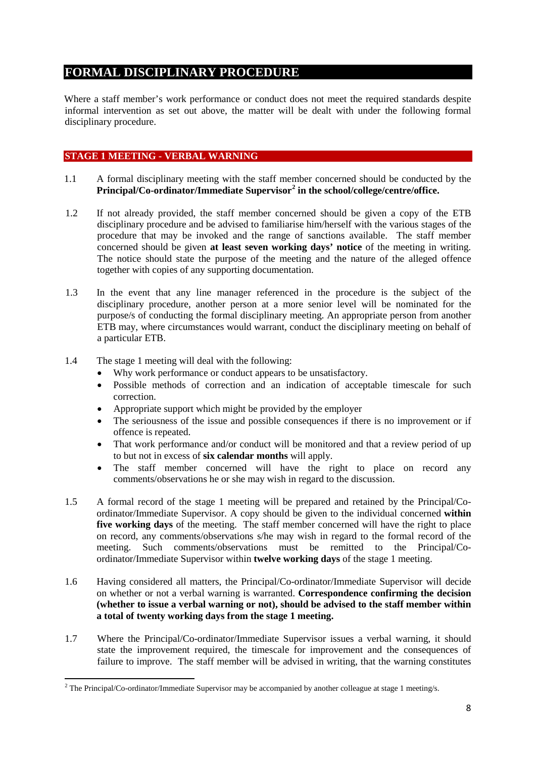# FORMAL DISCIPLINARY PROCEDURE

Where a staff member's work performance or conduct does not meet the required standards despite informal intervention as set out above, the matter will be dealt with under the following formal disciplinary procedure.

## STAGE 1 MEETING - VERBAL WARNING

1.1 A formal disciplinary meeting with the staff member concerned should be conducted by the **Principal/Co-ordinator/Immediate Supervisor[2] in the school/college/centre/office.**

1.2 If not already provided, the staff member concerned should be given a copy of the ETB disciplinary procedure and be advised to familiarise him/herself with the various stages of the procedure that may be invoked and the range of sanctions available. The staff member concerned should be given **at least seven working days' notice** of the meeting in writing. The notice should state the purpose of the meeting and the nature of the alleged offence together with copies of any supporting documentation.

1.3 In the event that any line manager referenced in the procedure is the subject of the disciplinary procedure, another person at a more senior level will be nominated for the purpose/s of conducting the formal disciplinary meeting. An appropriate person from another ETB may, where circumstances would warrant, conduct the disciplinary meeting on behalf of a particular ETB.

1.4 The stage 1 meeting will deal with the following:

- Why work performance or conduct appears to be unsatisfactory.
- Possible methods of correction and an indication of acceptable timescale for such correction.
- Appropriate support which might be provided by the employer
- The seriousness of the issue and possible consequences if there is no improvement or if offence is repeated.
- That work performance and/or conduct will be monitored and that a review period of up to but not in excess of **six calendar months** will apply.
- The staff member concerned will have the right to place on record any comments/observations he or she may wish in regard to the discussion.

1.5 A formal record of the stage 1 meeting will be prepared and retained by the Principal/Co-ordinator/Immediate Supervisor. A copy should be given to the individual concerned **within five working days** of the meeting. The staff member concerned will have the right to place on record, any comments/observations s/he may wish in regard to the formal record of the meeting. Such comments/observations must be remitted to the Principal/Co-ordinator/Immediate Supervisor within **twelve working days** of the stage 1 meeting.

1.6 Having considered all matters, the Principal/Co-ordinator/Immediate Supervisor will decide on whether or not a verbal warning is warranted. **Correspondence confirming the decision (whether to issue a verbal warning or not), should be advised to the staff member within a total of twenty working days from the stage 1 meeting.**

1.7 Where the Principal/Co-ordinator/Immediate Supervisor issues a verbal warning, it should state the improvement required, the timescale for improvement and the consequences of failure to improve. The staff member will be advised in writing, that the warning constitutes

---

[2] The Principal/Co-ordinator/Immediate Supervisor may be accompanied by another colleague at stage 1 meeting/s.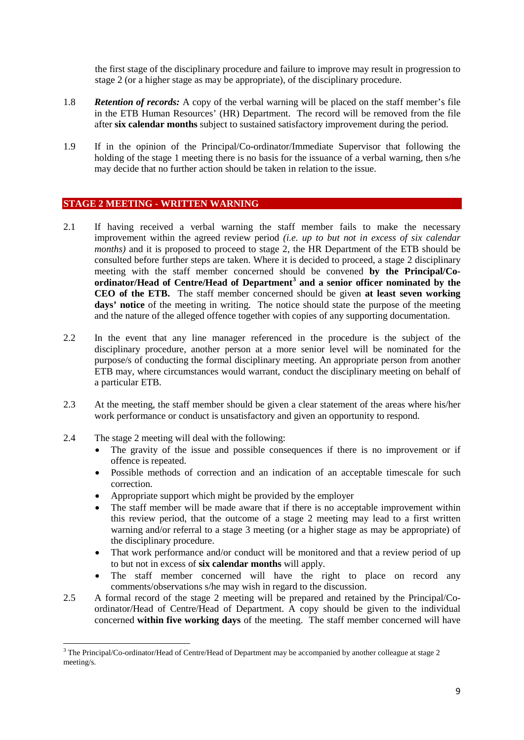the first stage of the disciplinary procedure and failure to improve may result in progression to stage 2 (or a higher stage as may be appropriate), of the disciplinary procedure.

1.8 ***Retention of records:*** A copy of the verbal warning will be placed on the staff member's file in the ETB Human Resources' (HR) Department. The record will be removed from the file after **six calendar months** subject to sustained satisfactory improvement during the period.

1.9 If in the opinion of the Principal/Co-ordinator/Immediate Supervisor that following the holding of the stage 1 meeting there is no basis for the issuance of a verbal warning, then s/he may decide that no further action should be taken in relation to the issue.

## STAGE 2 MEETING - WRITTEN WARNING

2.1 If having received a verbal warning the staff member fails to make the necessary improvement within the agreed review period *(i.e. up to but not in excess of six calendar months)* and it is proposed to proceed to stage 2, the HR Department of the ETB should be consulted before further steps are taken. Where it is decided to proceed, a stage 2 disciplinary meeting with the staff member concerned should be convened **by the Principal/Co-ordinator/Head of Centre/Head of Department[3] and a senior officer nominated by the CEO of the ETB.** The staff member concerned should be given **at least seven working days' notice** of the meeting in writing. The notice should state the purpose of the meeting and the nature of the alleged offence together with copies of any supporting documentation.

2.2 In the event that any line manager referenced in the procedure is the subject of the disciplinary procedure, another person at a more senior level will be nominated for the purpose/s of conducting the formal disciplinary meeting. An appropriate person from another ETB may, where circumstances would warrant, conduct the disciplinary meeting on behalf of a particular ETB.

2.3 At the meeting, the staff member should be given a clear statement of the areas where his/her work performance or conduct is unsatisfactory and given an opportunity to respond.

2.4 The stage 2 meeting will deal with the following:

- The gravity of the issue and possible consequences if there is no improvement or if offence is repeated.
- Possible methods of correction and an indication of an acceptable timescale for such correction.
- Appropriate support which might be provided by the employer
- The staff member will be made aware that if there is no acceptable improvement within this review period, that the outcome of a stage 2 meeting may lead to a first written warning and/or referral to a stage 3 meeting (or a higher stage as may be appropriate) of the disciplinary procedure.
- That work performance and/or conduct will be monitored and that a review period of up to but not in excess of **six calendar months** will apply.
- The staff member concerned will have the right to place on record any comments/observations s/he may wish in regard to the discussion.

2.5 A formal record of the stage 2 meeting will be prepared and retained by the Principal/Co-ordinator/Head of Centre/Head of Department. A copy should be given to the individual concerned **within five working days** of the meeting. The staff member concerned will have

---

[3] The Principal/Co-ordinator/Head of Centre/Head of Department may be accompanied by another colleague at stage 2 meeting/s.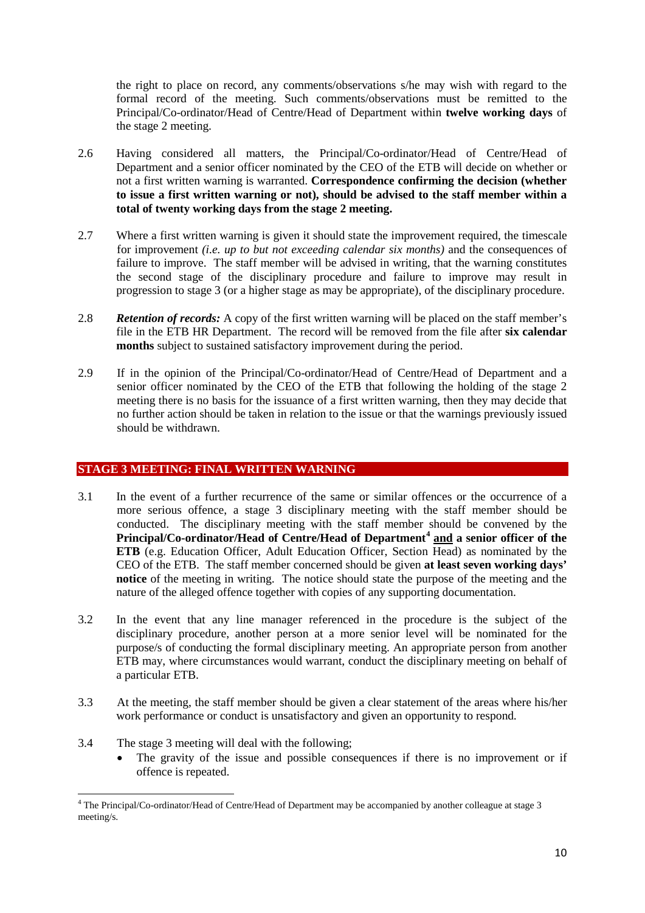the right to place on record, any comments/observations s/he may wish with regard to the formal record of the meeting. Such comments/observations must be remitted to the Principal/Co-ordinator/Head of Centre/Head of Department within **twelve working days** of the stage 2 meeting.

2.6 Having considered all matters, the Principal/Co-ordinator/Head of Centre/Head of Department and a senior officer nominated by the CEO of the ETB will decide on whether or not a first written warning is warranted. **Correspondence confirming the decision (whether to issue a first written warning or not), should be advised to the staff member within a total of twenty working days from the stage 2 meeting.**

2.7 Where a first written warning is given it should state the improvement required, the timescale for improvement *(i.e. up to but not exceeding calendar six months)* and the consequences of failure to improve. The staff member will be advised in writing, that the warning constitutes the second stage of the disciplinary procedure and failure to improve may result in progression to stage 3 (or a higher stage as may be appropriate), of the disciplinary procedure.

2.8 ***Retention of records:*** A copy of the first written warning will be placed on the staff member's file in the ETB HR Department. The record will be removed from the file after **six calendar months** subject to sustained satisfactory improvement during the period.

2.9 If in the opinion of the Principal/Co-ordinator/Head of Centre/Head of Department and a senior officer nominated by the CEO of the ETB that following the holding of the stage 2 meeting there is no basis for the issuance of a first written warning, then they may decide that no further action should be taken in relation to the issue or that the warnings previously issued should be withdrawn.

## STAGE 3 MEETING: FINAL WRITTEN WARNING

3.1 In the event of a further recurrence of the same or similar offences or the occurrence of a more serious offence, a stage 3 disciplinary meeting with the staff member should be conducted. The disciplinary meeting with the staff member should be convened by the **Principal/Co-ordinator/Head of Centre/Head of Department**[4] **and a senior officer of the ETB** (e.g. Education Officer, Adult Education Officer, Section Head) as nominated by the CEO of the ETB. The staff member concerned should be given **at least seven working days' notice** of the meeting in writing. The notice should state the purpose of the meeting and the nature of the alleged offence together with copies of any supporting documentation.

3.2 In the event that any line manager referenced in the procedure is the subject of the disciplinary procedure, another person at a more senior level will be nominated for the purpose/s of conducting the formal disciplinary meeting. An appropriate person from another ETB may, where circumstances would warrant, conduct the disciplinary meeting on behalf of a particular ETB.

3.3 At the meeting, the staff member should be given a clear statement of the areas where his/her work performance or conduct is unsatisfactory and given an opportunity to respond.

3.4 The stage 3 meeting will deal with the following;

- The gravity of the issue and possible consequences if there is no improvement or if offence is repeated.

---

[4] The Principal/Co-ordinator/Head of Centre/Head of Department may be accompanied by another colleague at stage 3 meeting/s.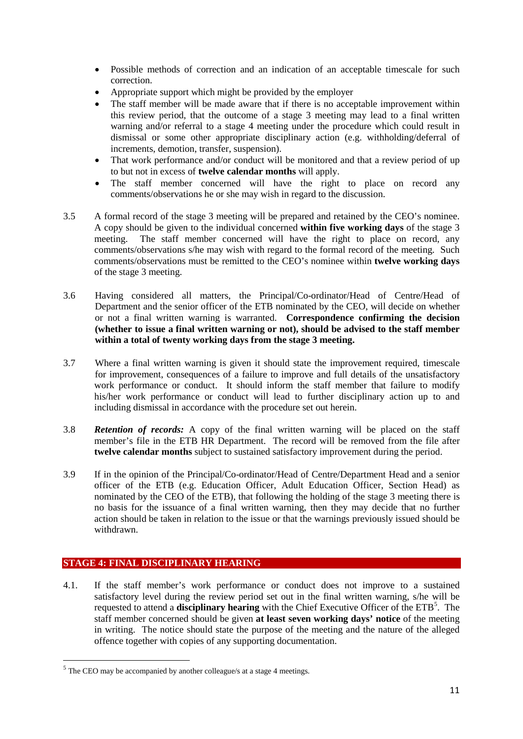- Possible methods of correction and an indication of an acceptable timescale for such correction.
- Appropriate support which might be provided by the employer
- The staff member will be made aware that if there is no acceptable improvement within this review period, that the outcome of a stage 3 meeting may lead to a final written warning and/or referral to a stage 4 meeting under the procedure which could result in dismissal or some other appropriate disciplinary action (e.g. withholding/deferral of increments, demotion, transfer, suspension).
- That work performance and/or conduct will be monitored and that a review period of up to but not in excess of **twelve calendar months** will apply.
- The staff member concerned will have the right to place on record any comments/observations he or she may wish in regard to the discussion.

3.5 A formal record of the stage 3 meeting will be prepared and retained by the CEO's nominee. A copy should be given to the individual concerned **within five working days** of the stage 3 meeting. The staff member concerned will have the right to place on record, any comments/observations s/he may wish with regard to the formal record of the meeting. Such comments/observations must be remitted to the CEO's nominee within **twelve working days** of the stage 3 meeting.

3.6 Having considered all matters, the Principal/Co-ordinator/Head of Centre/Head of Department and the senior officer of the ETB nominated by the CEO, will decide on whether or not a final written warning is warranted. **Correspondence confirming the decision (whether to issue a final written warning or not), should be advised to the staff member within a total of twenty working days from the stage 3 meeting.**

3.7 Where a final written warning is given it should state the improvement required, timescale for improvement, consequences of a failure to improve and full details of the unsatisfactory work performance or conduct. It should inform the staff member that failure to modify his/her work performance or conduct will lead to further disciplinary action up to and including dismissal in accordance with the procedure set out herein.

3.8 ***Retention of records:*** A copy of the final written warning will be placed on the staff member's file in the ETB HR Department. The record will be removed from the file after **twelve calendar months** subject to sustained satisfactory improvement during the period.

3.9 If in the opinion of the Principal/Co-ordinator/Head of Centre/Department Head and a senior officer of the ETB (e.g. Education Officer, Adult Education Officer, Section Head) as nominated by the CEO of the ETB), that following the holding of the stage 3 meeting there is no basis for the issuance of a final written warning, then they may decide that no further action should be taken in relation to the issue or that the warnings previously issued should be withdrawn.

## STAGE 4: FINAL DISCIPLINARY HEARING

4.1. If the staff member's work performance or conduct does not improve to a sustained satisfactory level during the review period set out in the final written warning, s/he will be requested to attend a **disciplinary hearing** with the Chief Executive Officer of the ETB[5]. The staff member concerned should be given **at least seven working days' notice** of the meeting in writing. The notice should state the purpose of the meeting and the nature of the alleged offence together with copies of any supporting documentation.

[5] The CEO may be accompanied by another colleague/s at a stage 4 meetings.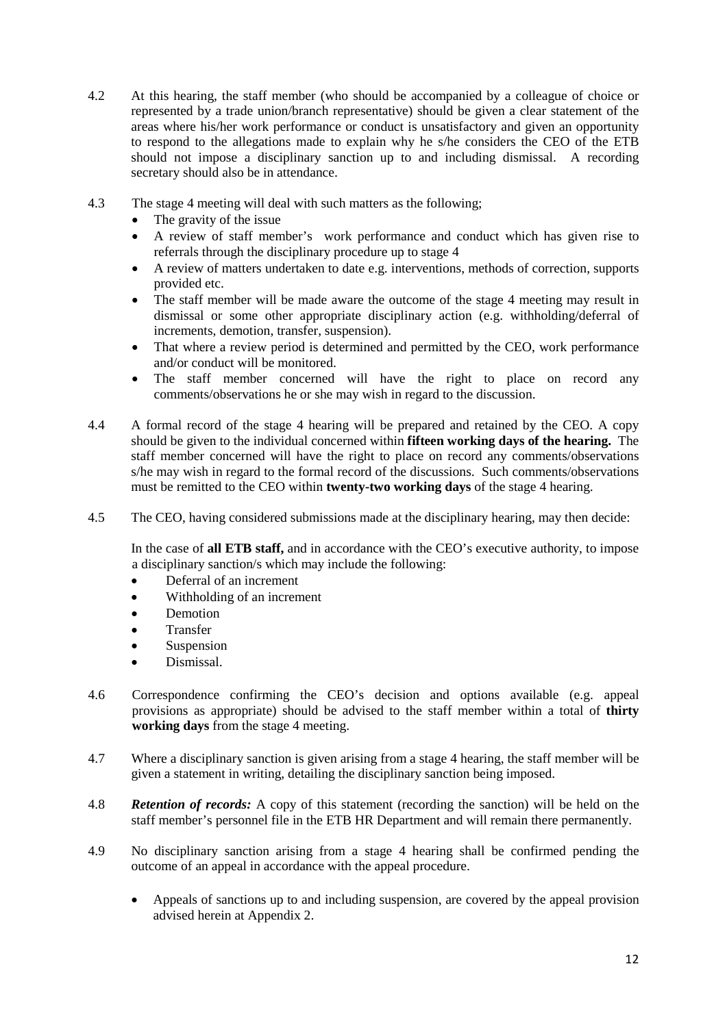4.2 At this hearing, the staff member (who should be accompanied by a colleague of choice or represented by a trade union/branch representative) should be given a clear statement of the areas where his/her work performance or conduct is unsatisfactory and given an opportunity to respond to the allegations made to explain why he s/he considers the CEO of the ETB should not impose a disciplinary sanction up to and including dismissal. A recording secretary should also be in attendance.

4.3 The stage 4 meeting will deal with such matters as the following;

- The gravity of the issue
- A review of staff member's work performance and conduct which has given rise to referrals through the disciplinary procedure up to stage 4
- A review of matters undertaken to date e.g. interventions, methods of correction, supports provided etc.
- The staff member will be made aware the outcome of the stage 4 meeting may result in dismissal or some other appropriate disciplinary action (e.g. withholding/deferral of increments, demotion, transfer, suspension).
- That where a review period is determined and permitted by the CEO, work performance and/or conduct will be monitored.
- The staff member concerned will have the right to place on record any comments/observations he or she may wish in regard to the discussion.

4.4 A formal record of the stage 4 hearing will be prepared and retained by the CEO. A copy should be given to the individual concerned within **fifteen working days of the hearing.** The staff member concerned will have the right to place on record any comments/observations s/he may wish in regard to the formal record of the discussions. Such comments/observations must be remitted to the CEO within **twenty-two working days** of the stage 4 hearing.

4.5 The CEO, having considered submissions made at the disciplinary hearing, may then decide:

In the case of **all ETB staff,** and in accordance with the CEO's executive authority, to impose a disciplinary sanction/s which may include the following:

- Deferral of an increment
- Withholding of an increment
- Demotion
- Transfer
- Suspension
- Dismissal.

4.6 Correspondence confirming the CEO's decision and options available (e.g. appeal provisions as appropriate) should be advised to the staff member within a total of **thirty working days** from the stage 4 meeting.

4.7 Where a disciplinary sanction is given arising from a stage 4 hearing, the staff member will be given a statement in writing, detailing the disciplinary sanction being imposed.

4.8 ***Retention of records:*** A copy of this statement (recording the sanction) will be held on the staff member's personnel file in the ETB HR Department and will remain there permanently.

4.9 No disciplinary sanction arising from a stage 4 hearing shall be confirmed pending the outcome of an appeal in accordance with the appeal procedure.

- Appeals of sanctions up to and including suspension, are covered by the appeal provision advised herein at Appendix 2.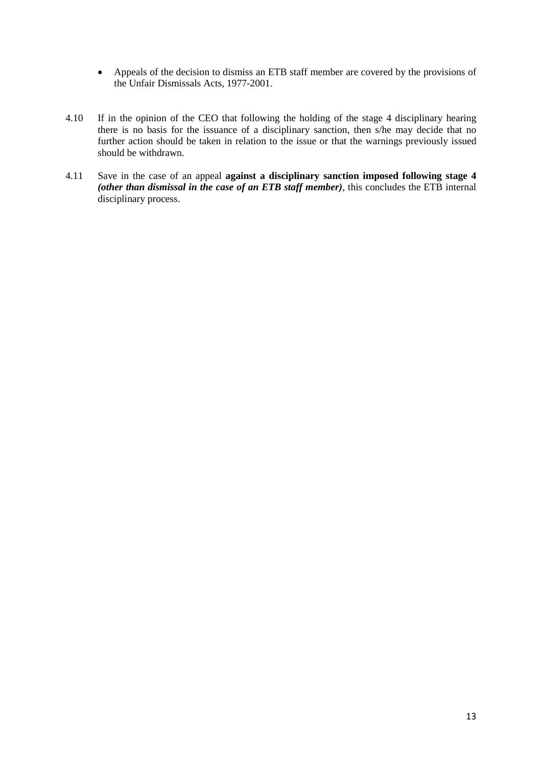- Appeals of the decision to dismiss an ETB staff member are covered by the provisions of the Unfair Dismissals Acts, 1977-2001.

4.10 If in the opinion of the CEO that following the holding of the stage 4 disciplinary hearing there is no basis for the issuance of a disciplinary sanction, then s/he may decide that no further action should be taken in relation to the issue or that the warnings previously issued should be withdrawn.

4.11 Save in the case of an appeal **against a disciplinary sanction imposed following stage 4** ***(other than dismissal in the case of an ETB staff member)***, this concludes the ETB internal disciplinary process.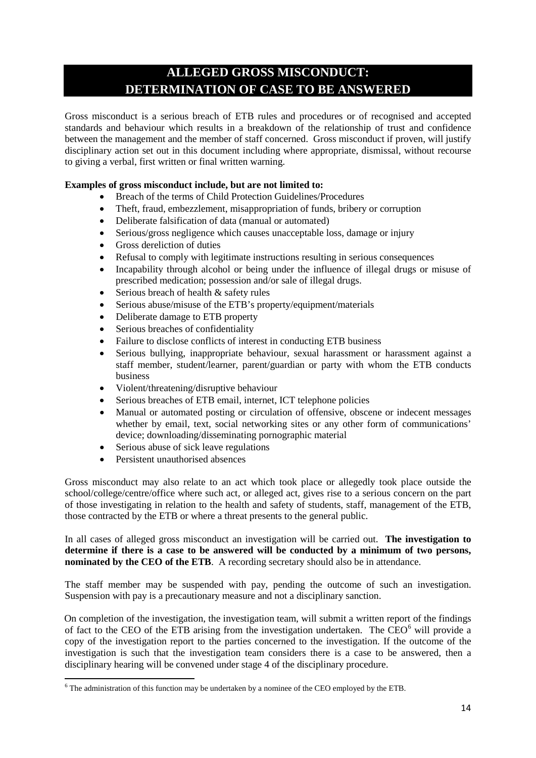## ALLEGED GROSS MISCONDUCT: DETERMINATION OF CASE TO BE ANSWERED

Gross misconduct is a serious breach of ETB rules and procedures or of recognised and accepted standards and behaviour which results in a breakdown of the relationship of trust and confidence between the management and the member of staff concerned. Gross misconduct if proven, will justify disciplinary action set out in this document including where appropriate, dismissal, without recourse to giving a verbal, first written or final written warning.

**Examples of gross misconduct include, but are not limited to:**

- Breach of the terms of Child Protection Guidelines/Procedures
- Theft, fraud, embezzlement, misappropriation of funds, bribery or corruption
- Deliberate falsification of data (manual or automated)
- Serious/gross negligence which causes unacceptable loss, damage or injury
- Gross dereliction of duties
- Refusal to comply with legitimate instructions resulting in serious consequences
- Incapability through alcohol or being under the influence of illegal drugs or misuse of prescribed medication; possession and/or sale of illegal drugs.
- Serious breach of health & safety rules
- Serious abuse/misuse of the ETB's property/equipment/materials
- Deliberate damage to ETB property
- Serious breaches of confidentiality
- Failure to disclose conflicts of interest in conducting ETB business
- Serious bullying, inappropriate behaviour, sexual harassment or harassment against a staff member, student/learner, parent/guardian or party with whom the ETB conducts business
- Violent/threatening/disruptive behaviour
- Serious breaches of ETB email, internet, ICT telephone policies
- Manual or automated posting or circulation of offensive, obscene or indecent messages whether by email, text, social networking sites or any other form of communications' device; downloading/disseminating pornographic material
- Serious abuse of sick leave regulations
- Persistent unauthorised absences

Gross misconduct may also relate to an act which took place or allegedly took place outside the school/college/centre/office where such act, or alleged act, gives rise to a serious concern on the part of those investigating in relation to the health and safety of students, staff, management of the ETB, those contracted by the ETB or where a threat presents to the general public.

In all cases of alleged gross misconduct an investigation will be carried out. **The investigation to determine if there is a case to be answered will be conducted by a minimum of two persons, nominated by the CEO of the ETB**. A recording secretary should also be in attendance.

The staff member may be suspended with pay, pending the outcome of such an investigation. Suspension with pay is a precautionary measure and not a disciplinary sanction.

On completion of the investigation, the investigation team, will submit a written report of the findings of fact to the CEO of the ETB arising from the investigation undertaken. The CEO[6] will provide a copy of the investigation report to the parties concerned to the investigation. If the outcome of the investigation is such that the investigation team considers there is a case to be answered, then a disciplinary hearing will be convened under stage 4 of the disciplinary procedure.

[6] The administration of this function may be undertaken by a nominee of the CEO employed by the ETB.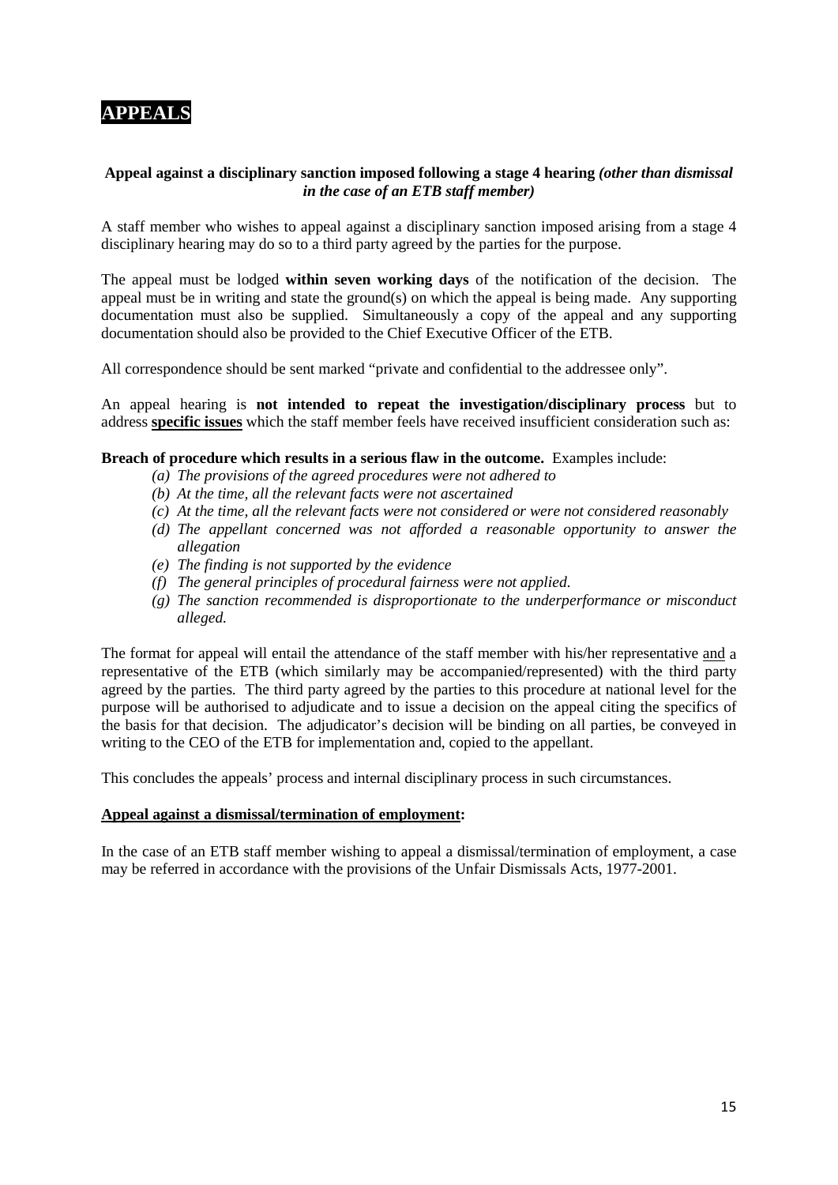# APPEALS

**Appeal against a disciplinary sanction imposed following a stage 4 hearing *(other than dismissal in the case of an ETB staff member)***

A staff member who wishes to appeal against a disciplinary sanction imposed arising from a stage 4 disciplinary hearing may do so to a third party agreed by the parties for the purpose.

The appeal must be lodged **within seven working days** of the notification of the decision. The appeal must be in writing and state the ground(s) on which the appeal is being made. Any supporting documentation must also be supplied. Simultaneously a copy of the appeal and any supporting documentation should also be provided to the Chief Executive Officer of the ETB.

All correspondence should be sent marked "private and confidential to the addressee only".

An appeal hearing is **not intended to repeat the investigation/disciplinary process** but to address **specific issues** which the staff member feels have received insufficient consideration such as:

**Breach of procedure which results in a serious flaw in the outcome.** Examples include:

- *(a) The provisions of the agreed procedures were not adhered to*
- *(b) At the time, all the relevant facts were not ascertained*
- *(c) At the time, all the relevant facts were not considered or were not considered reasonably*
- *(d) The appellant concerned was not afforded a reasonable opportunity to answer the allegation*
- *(e) The finding is not supported by the evidence*
- *(f) The general principles of procedural fairness were not applied.*
- *(g) The sanction recommended is disproportionate to the underperformance or misconduct alleged.*

The format for appeal will entail the attendance of the staff member with his/her representative and a representative of the ETB (which similarly may be accompanied/represented) with the third party agreed by the parties. The third party agreed by the parties to this procedure at national level for the purpose will be authorised to adjudicate and to issue a decision on the appeal citing the specifics of the basis for that decision. The adjudicator's decision will be binding on all parties, be conveyed in writing to the CEO of the ETB for implementation and, copied to the appellant.

This concludes the appeals' process and internal disciplinary process in such circumstances.

**Appeal against a dismissal/termination of employment:**

In the case of an ETB staff member wishing to appeal a dismissal/termination of employment, a case may be referred in accordance with the provisions of the Unfair Dismissals Acts, 1977-2001.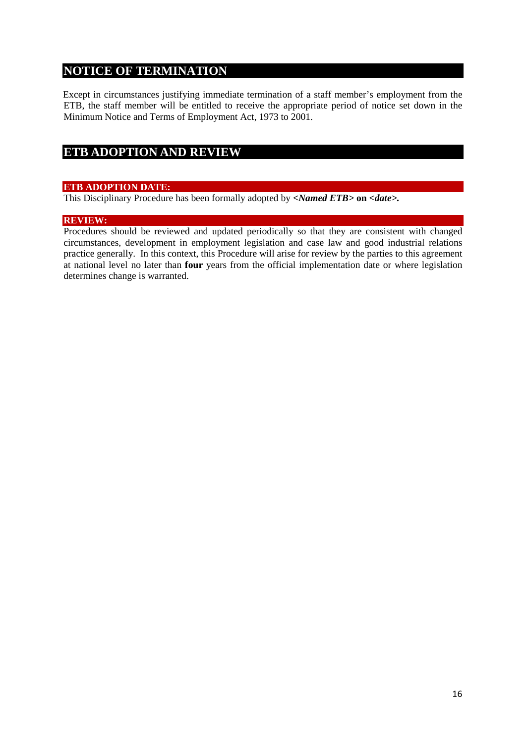## NOTICE OF TERMINATION

Except in circumstances justifying immediate termination of a staff member's employment from the ETB, the staff member will be entitled to receive the appropriate period of notice set down in the Minimum Notice and Terms of Employment Act, 1973 to 2001.

## ETB ADOPTION AND REVIEW

### ETB ADOPTION DATE:

This Disciplinary Procedure has been formally adopted by ***<Named ETB>*** **on** ***<date>*****.**

### REVIEW:

Procedures should be reviewed and updated periodically so that they are consistent with changed circumstances, development in employment legislation and case law and good industrial relations practice generally. In this context, this Procedure will arise for review by the parties to this agreement at national level no later than **four** years from the official implementation date or where legislation determines change is warranted.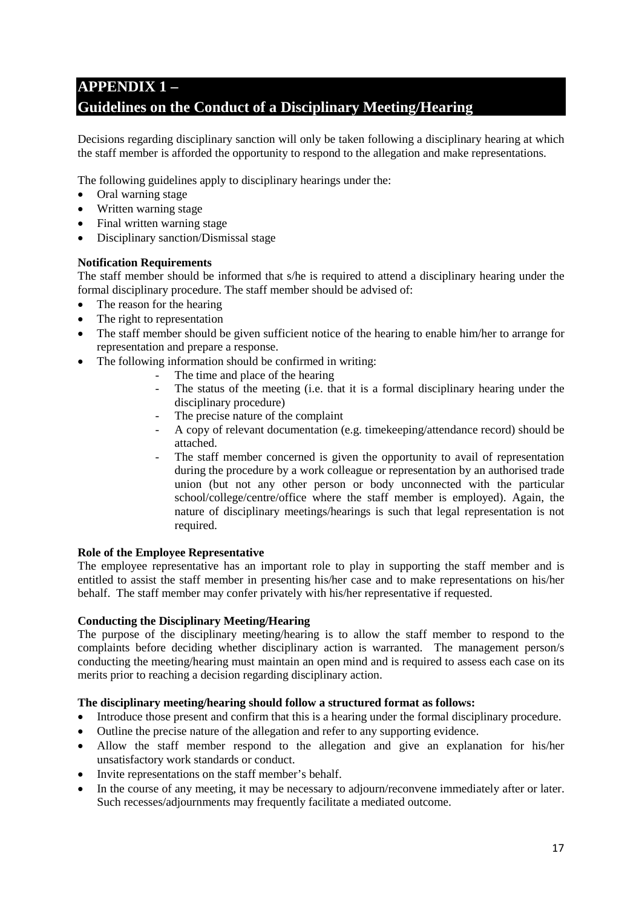## APPENDIX 1 – Guidelines on the Conduct of a Disciplinary Meeting/Hearing

Decisions regarding disciplinary sanction will only be taken following a disciplinary hearing at which the staff member is afforded the opportunity to respond to the allegation and make representations.

The following guidelines apply to disciplinary hearings under the:

- Oral warning stage
- Written warning stage
- Final written warning stage
- Disciplinary sanction/Dismissal stage

**Notification Requirements**

The staff member should be informed that s/he is required to attend a disciplinary hearing under the formal disciplinary procedure. The staff member should be advised of:

- The reason for the hearing
- The right to representation
- The staff member should be given sufficient notice of the hearing to enable him/her to arrange for representation and prepare a response.
- The following information should be confirmed in writing:
  - The time and place of the hearing
  - The status of the meeting (i.e. that it is a formal disciplinary hearing under the disciplinary procedure)
  - The precise nature of the complaint
  - A copy of relevant documentation (e.g. timekeeping/attendance record) should be attached.
  - The staff member concerned is given the opportunity to avail of representation during the procedure by a work colleague or representation by an authorised trade union (but not any other person or body unconnected with the particular school/college/centre/office where the staff member is employed). Again, the nature of disciplinary meetings/hearings is such that legal representation is not required.

**Role of the Employee Representative**

The employee representative has an important role to play in supporting the staff member and is entitled to assist the staff member in presenting his/her case and to make representations on his/her behalf. The staff member may confer privately with his/her representative if requested.

**Conducting the Disciplinary Meeting/Hearing**

The purpose of the disciplinary meeting/hearing is to allow the staff member to respond to the complaints before deciding whether disciplinary action is warranted. The management person/s conducting the meeting/hearing must maintain an open mind and is required to assess each case on its merits prior to reaching a decision regarding disciplinary action.

**The disciplinary meeting/hearing should follow a structured format as follows:**

- Introduce those present and confirm that this is a hearing under the formal disciplinary procedure.
- Outline the precise nature of the allegation and refer to any supporting evidence.
- Allow the staff member respond to the allegation and give an explanation for his/her unsatisfactory work standards or conduct.
- Invite representations on the staff member's behalf.
- In the course of any meeting, it may be necessary to adjourn/reconvene immediately after or later. Such recesses/adjournments may frequently facilitate a mediated outcome.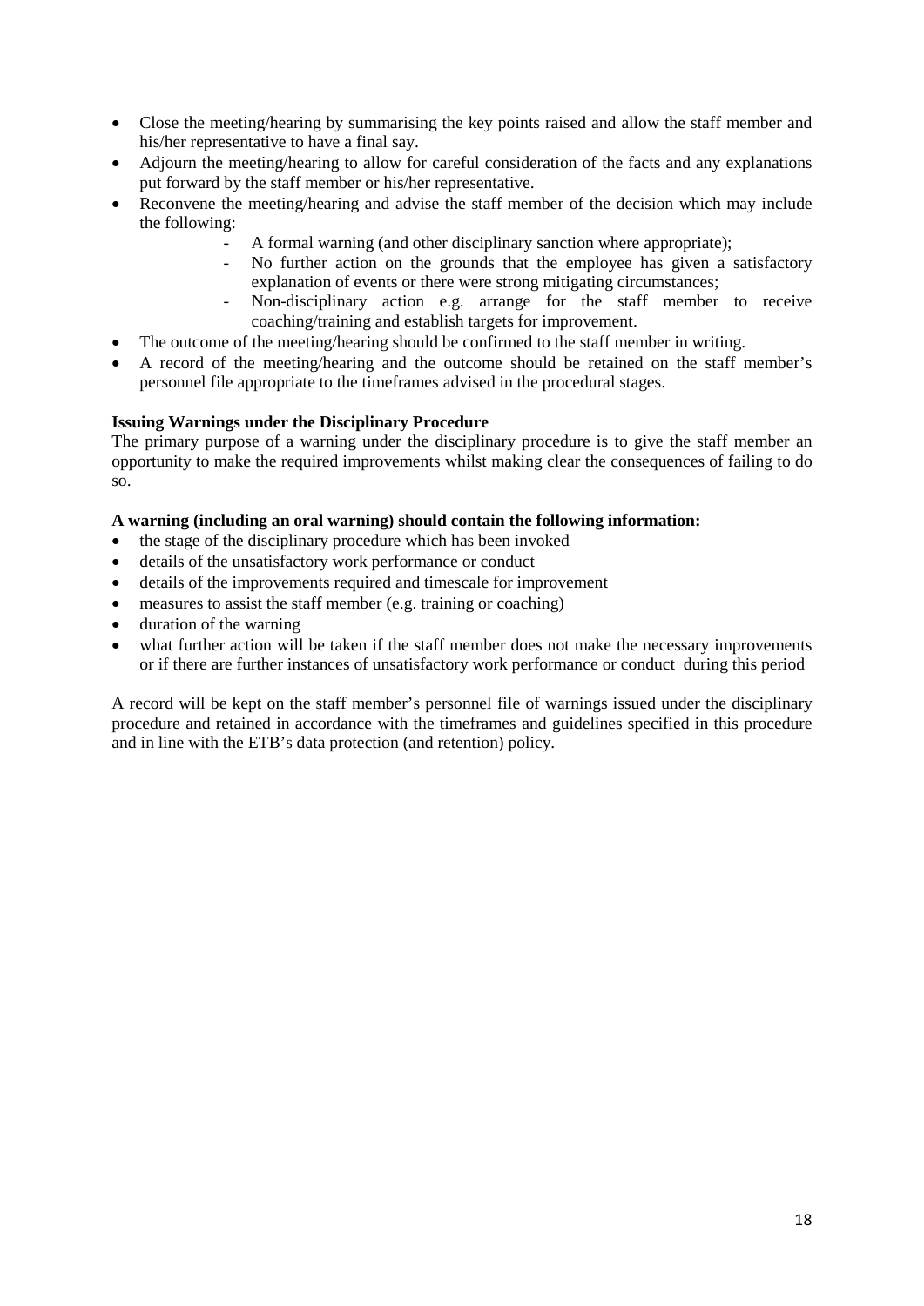- Close the meeting/hearing by summarising the key points raised and allow the staff member and his/her representative to have a final say.
- Adjourn the meeting/hearing to allow for careful consideration of the facts and any explanations put forward by the staff member or his/her representative.
- Reconvene the meeting/hearing and advise the staff member of the decision which may include the following:
  - A formal warning (and other disciplinary sanction where appropriate);
  - No further action on the grounds that the employee has given a satisfactory explanation of events or there were strong mitigating circumstances;
  - Non-disciplinary action e.g. arrange for the staff member to receive coaching/training and establish targets for improvement.
- The outcome of the meeting/hearing should be confirmed to the staff member in writing.
- A record of the meeting/hearing and the outcome should be retained on the staff member's personnel file appropriate to the timeframes advised in the procedural stages.

**Issuing Warnings under the Disciplinary Procedure**

The primary purpose of a warning under the disciplinary procedure is to give the staff member an opportunity to make the required improvements whilst making clear the consequences of failing to do so.

**A warning (including an oral warning) should contain the following information:**

- the stage of the disciplinary procedure which has been invoked
- details of the unsatisfactory work performance or conduct
- details of the improvements required and timescale for improvement
- measures to assist the staff member (e.g. training or coaching)
- duration of the warning
- what further action will be taken if the staff member does not make the necessary improvements or if there are further instances of unsatisfactory work performance or conduct during this period

A record will be kept on the staff member's personnel file of warnings issued under the disciplinary procedure and retained in accordance with the timeframes and guidelines specified in this procedure and in line with the ETB's data protection (and retention) policy.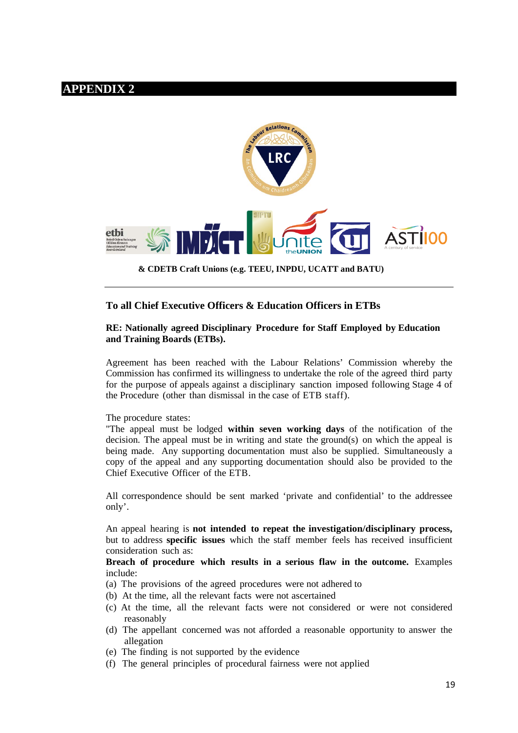# APPENDIX 2

**& CDETB Craft Unions (e.g. TEEU, INPDU, UCATT and BATU)**

---

**To all Chief Executive Officers & Education Officers in ETBs**

**RE: Nationally agreed Disciplinary Procedure for Staff Employed by Education and Training Boards (ETBs).**

Agreement has been reached with the Labour Relations' Commission whereby the Commission has confirmed its willingness to undertake the role of the agreed third party for the purpose of appeals against a disciplinary sanction imposed following Stage 4 of the Procedure (other than dismissal in the case of ETB staff).

The procedure states:
"The appeal must be lodged **within seven working days** of the notification of the decision. The appeal must be in writing and state the ground(s) on which the appeal is being made. Any supporting documentation must also be supplied. Simultaneously a copy of the appeal and any supporting documentation should also be provided to the Chief Executive Officer of the ETB.

All correspondence should be sent marked 'private and confidential' to the addressee only'.

An appeal hearing is **not intended to repeat the investigation/disciplinary process,** but to address **specific issues** which the staff member feels has received insufficient consideration such as:
**Breach of procedure which results in a serious flaw in the outcome.** Examples include:

(a) The provisions of the agreed procedures were not adhered to
(b) At the time, all the relevant facts were not ascertained
(c) At the time, all the relevant facts were not considered or were not considered reasonably
(d) The appellant concerned was not afforded a reasonable opportunity to answer the allegation
(e) The finding is not supported by the evidence
(f) The general principles of procedural fairness were not applied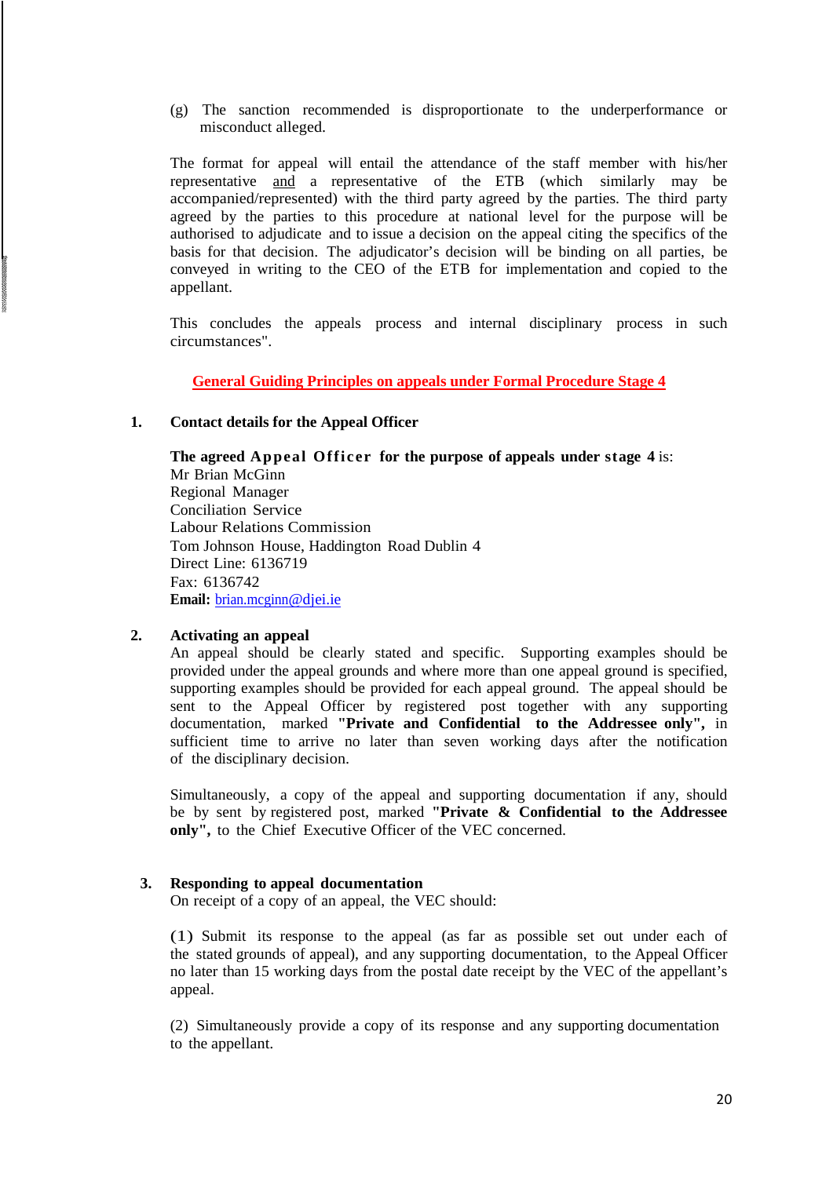(g) The sanction recommended is disproportionate to the underperformance or misconduct alleged.

The format for appeal will entail the attendance of the staff member with his/her representative and a representative of the ETB (which similarly may be accompanied/represented) with the third party agreed by the parties. The third party agreed by the parties to this procedure at national level for the purpose will be authorised to adjudicate and to issue a decision on the appeal citing the specifics of the basis for that decision. The adjudicator's decision will be binding on all parties, be conveyed in writing to the CEO of the ETB for implementation and copied to the appellant.

This concludes the appeals process and internal disciplinary process in such circumstances".

## General Guiding Principles on appeals under Formal Procedure Stage 4

### 1. Contact details for the Appeal Officer

**The agreed Appeal Officer for the purpose of appeals under stage 4** is:
Mr Brian McGinn
Regional Manager
Conciliation Service
Labour Relations Commission
Tom Johnson House, Haddington Road Dublin 4
Direct Line: 6136719
Fax: 6136742
**Email:** brian.mcginn@djei.ie

### 2. Activating an appeal

An appeal should be clearly stated and specific. Supporting examples should be provided under the appeal grounds and where more than one appeal ground is specified, supporting examples should be provided for each appeal ground. The appeal should be sent to the Appeal Officer by registered post together with any supporting documentation, marked **"Private and Confidential to the Addressee only",** in sufficient time to arrive no later than seven working days after the notification of the disciplinary decision.

Simultaneously, a copy of the appeal and supporting documentation if any, should be by sent by registered post, marked **"Private & Confidential to the Addressee only",** to the Chief Executive Officer of the VEC concerned.

### 3. Responding to appeal documentation

On receipt of a copy of an appeal, the VEC should:

(1) Submit its response to the appeal (as far as possible set out under each of the stated grounds of appeal), and any supporting documentation, to the Appeal Officer no later than 15 working days from the postal date receipt by the VEC of the appellant's appeal.

(2) Simultaneously provide a copy of its response and any supporting documentation to the appellant.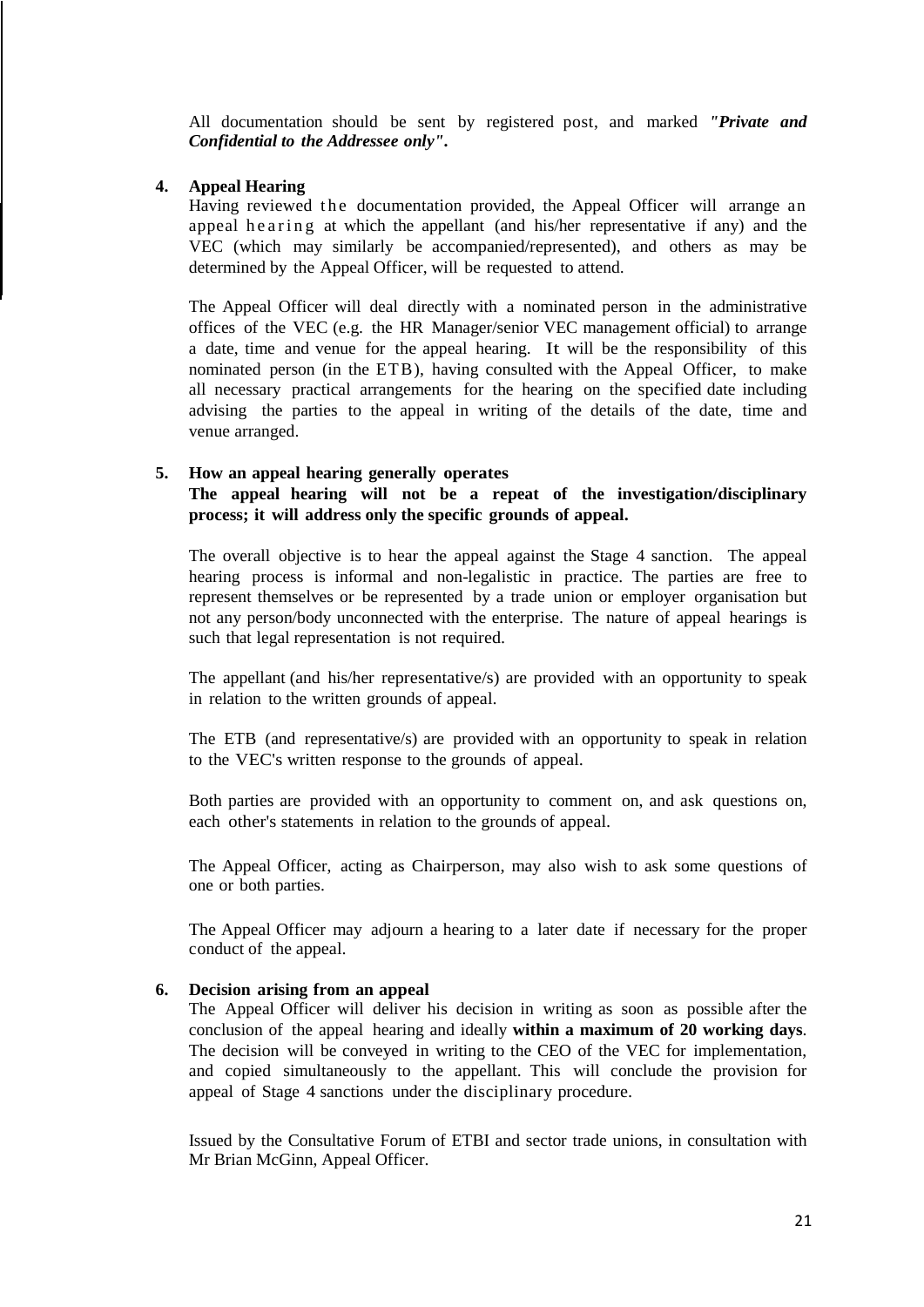All documentation should be sent by registered post, and marked ***"Private and Confidential to the Addressee only"*.**

**4. Appeal Hearing**

Having reviewed the documentation provided, the Appeal Officer will arrange an appeal hearing at which the appellant (and his/her representative if any) and the VEC (which may similarly be accompanied/represented), and others as may be determined by the Appeal Officer, will be requested to attend.

The Appeal Officer will deal directly with a nominated person in the administrative offices of the VEC (e.g. the HR Manager/senior VEC management official) to arrange a date, time and venue for the appeal hearing. It will be the responsibility of this nominated person (in the ETB), having consulted with the Appeal Officer, to make all necessary practical arrangements for the hearing on the specified date including advising the parties to the appeal in writing of the details of the date, time and venue arranged.

**5. How an appeal hearing generally operates**

**The appeal hearing will not be a repeat of the investigation/disciplinary process; it will address only the specific grounds of appeal.**

The overall objective is to hear the appeal against the Stage 4 sanction. The appeal hearing process is informal and non-legalistic in practice. The parties are free to represent themselves or be represented by a trade union or employer organisation but not any person/body unconnected with the enterprise. The nature of appeal hearings is such that legal representation is not required.

The appellant (and his/her representative/s) are provided with an opportunity to speak in relation to the written grounds of appeal.

The ETB (and representative/s) are provided with an opportunity to speak in relation to the VEC's written response to the grounds of appeal.

Both parties are provided with an opportunity to comment on, and ask questions on, each other's statements in relation to the grounds of appeal.

The Appeal Officer, acting as Chairperson, may also wish to ask some questions of one or both parties.

The Appeal Officer may adjourn a hearing to a later date if necessary for the proper conduct of the appeal.

**6. Decision arising from an appeal**

The Appeal Officer will deliver his decision in writing as soon as possible after the conclusion of the appeal hearing and ideally **within a maximum of 20 working days**. The decision will be conveyed in writing to the CEO of the VEC for implementation, and copied simultaneously to the appellant. This will conclude the provision for appeal of Stage 4 sanctions under the disciplinary procedure.

Issued by the Consultative Forum of ETBI and sector trade unions, in consultation with Mr Brian McGinn, Appeal Officer.